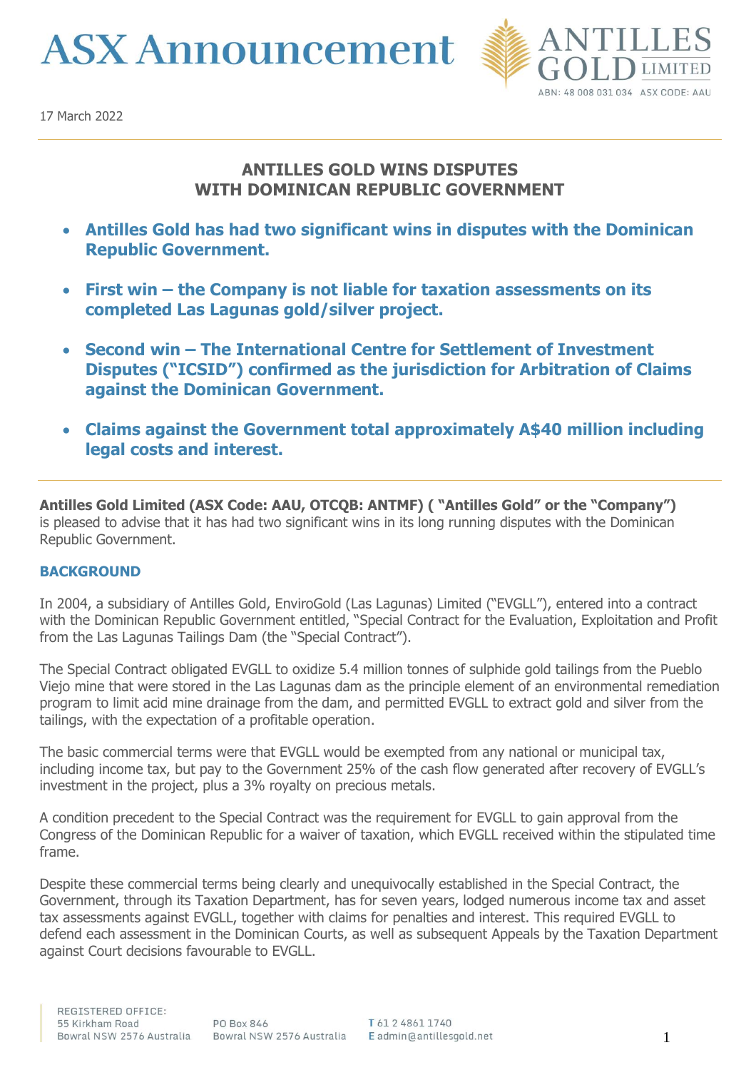# ASX Announcement

17 March 2022

## ANTILLES GOLD WINS DISPUTES WITH DOMINICAN REPUBLIC GOVERNMENT

- **Antilles Gold has had two significant wins in disputes with the Dominican Republic Government.**
- **First win – the Company is not liable for taxation assessments on its completed Las Lagunas gold/silver project.**
- **Second win – The International Centre for Settlement of Investment Disputes ("ICSID") confirmed as the jurisdiction for Arbitration of Claims against the Dominican Government.**
- **Claims against the Government total approximately A$40 million including legal costs and interest.**

**Antilles Gold Limited (ASX Code: AAU, OTCQB: ANTMF) ( "Antilles Gold" or the "Company")** is pleased to advise that it has had two significant wins in its long running disputes with the Dominican Republic Government.

### BACKGROUND

In 2004, a subsidiary of Antilles Gold, EnviroGold (Las Lagunas) Limited ("EVGLL"), entered into a contract with the Dominican Republic Government entitled, "Special Contract for the Evaluation, Exploitation and Profit from the Las Lagunas Tailings Dam (the "Special Contract").

The Special Contract obligated EVGLL to oxidize 5.4 million tonnes of sulphide gold tailings from the Pueblo Viejo mine that were stored in the Las Lagunas dam as the principle element of an environmental remediation program to limit acid mine drainage from the dam, and permitted EVGLL to extract gold and silver from the tailings, with the expectation of a profitable operation.

The basic commercial terms were that EVGLL would be exempted from any national or municipal tax, including income tax, but pay to the Government 25% of the cash flow generated after recovery of EVGLL's investment in the project, plus a 3% royalty on precious metals.

A condition precedent to the Special Contract was the requirement for EVGLL to gain approval from the Congress of the Dominican Republic for a waiver of taxation, which EVGLL received within the stipulated time frame.

Despite these commercial terms being clearly and unequivocally established in the Special Contract, the Government, through its Taxation Department, has for seven years, lodged numerous income tax and asset tax assessments against EVGLL, together with claims for penalties and interest. This required EVGLL to defend each assessment in the Dominican Courts, as well as subsequent Appeals by the Taxation Department against Court decisions favourable to EVGLL.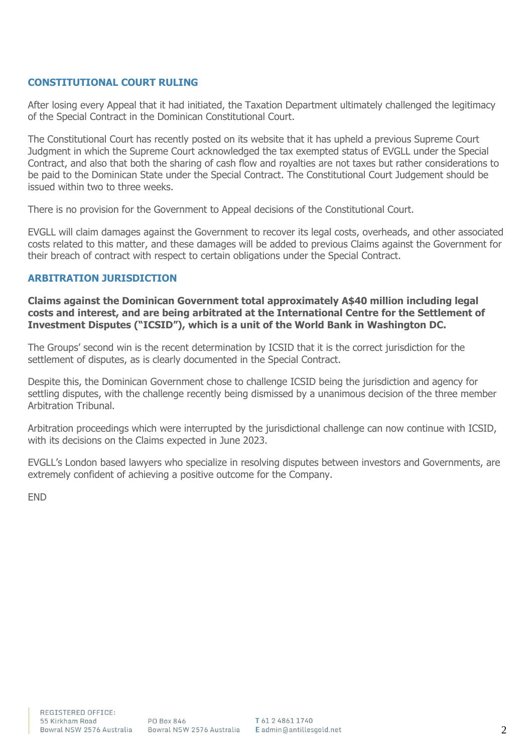## CONSTITUTIONAL COURT RULING

After losing every Appeal that it had initiated, the Taxation Department ultimately challenged the legitimacy of the Special Contract in the Dominican Constitutional Court.

The Constitutional Court has recently posted on its website that it has upheld a previous Supreme Court Judgment in which the Supreme Court acknowledged the tax exempted status of EVGLL under the Special Contract, and also that both the sharing of cash flow and royalties are not taxes but rather considerations to be paid to the Dominican State under the Special Contract. The Constitutional Court Judgement should be issued within two to three weeks.

There is no provision for the Government to Appeal decisions of the Constitutional Court.

EVGLL will claim damages against the Government to recover its legal costs, overheads, and other associated costs related to this matter, and these damages will be added to previous Claims against the Government for their breach of contract with respect to certain obligations under the Special Contract.

## ARBITRATION JURISDICTION

**Claims against the Dominican Government total approximately A$40 million including legal costs and interest, and are being arbitrated at the International Centre for the Settlement of Investment Disputes ("ICSID"), which is a unit of the World Bank in Washington DC.**

The Groups' second win is the recent determination by ICSID that it is the correct jurisdiction for the settlement of disputes, as is clearly documented in the Special Contract.

Despite this, the Dominican Government chose to challenge ICSID being the jurisdiction and agency for settling disputes, with the challenge recently being dismissed by a unanimous decision of the three member Arbitration Tribunal.

Arbitration proceedings which were interrupted by the jurisdictional challenge can now continue with ICSID, with its decisions on the Claims expected in June 2023.

EVGLL's London based lawyers who specialize in resolving disputes between investors and Governments, are extremely confident of achieving a positive outcome for the Company.

END

REGISTERED OFFICE:
55 Kirkham Road
Bowral NSW 2576 Australia

PO Box 846
Bowral NSW 2576 Australia

T 61 2 4861 1740
E admin@antillesgold.net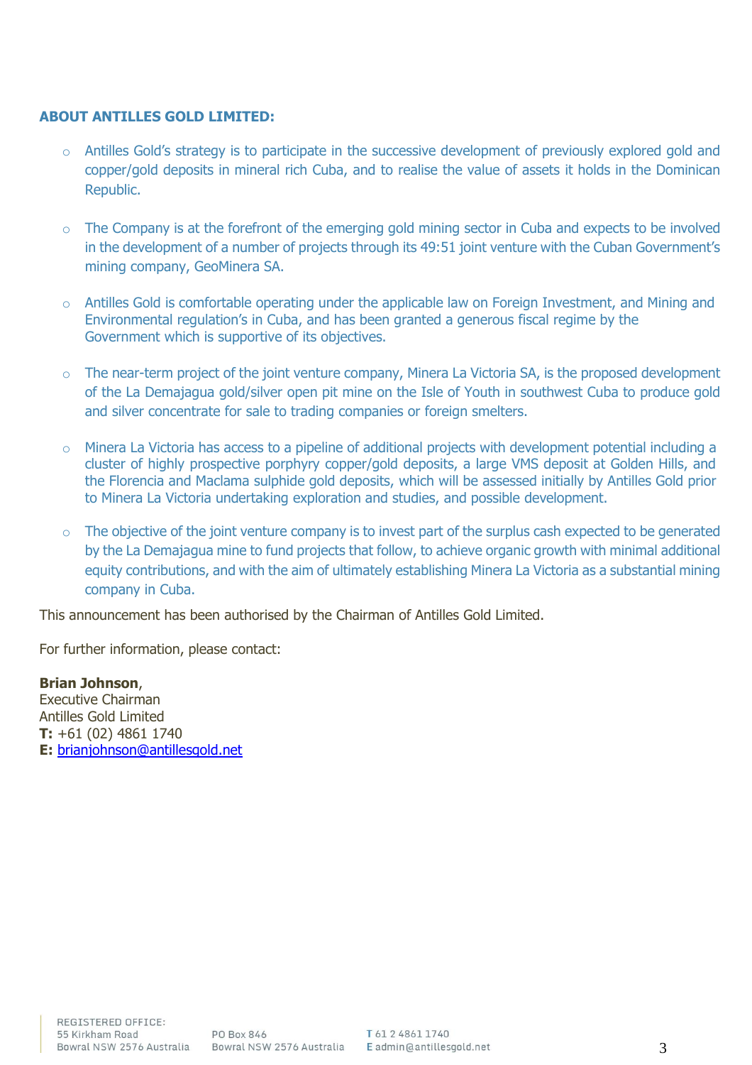**ABOUT ANTILLES GOLD LIMITED:**

- Antilles Gold's strategy is to participate in the successive development of previously explored gold and copper/gold deposits in mineral rich Cuba, and to realise the value of assets it holds in the Dominican Republic.

- The Company is at the forefront of the emerging gold mining sector in Cuba and expects to be involved in the development of a number of projects through its 49:51 joint venture with the Cuban Government's mining company, GeoMinera SA.

- Antilles Gold is comfortable operating under the applicable law on Foreign Investment, and Mining and Environmental regulation's in Cuba, and has been granted a generous fiscal regime by the Government which is supportive of its objectives.

- The near-term project of the joint venture company, Minera La Victoria SA, is the proposed development of the La Demajagua gold/silver open pit mine on the Isle of Youth in southwest Cuba to produce gold and silver concentrate for sale to trading companies or foreign smelters.

- Minera La Victoria has access to a pipeline of additional projects with development potential including a cluster of highly prospective porphyry copper/gold deposits, a large VMS deposit at Golden Hills, and the Florencia and Maclama sulphide gold deposits, which will be assessed initially by Antilles Gold prior to Minera La Victoria undertaking exploration and studies, and possible development.

- The objective of the joint venture company is to invest part of the surplus cash expected to be generated by the La Demajagua mine to fund projects that follow, to achieve organic growth with minimal additional equity contributions, and with the aim of ultimately establishing Minera La Victoria as a substantial mining company in Cuba.

This announcement has been authorised by the Chairman of Antilles Gold Limited.

For further information, please contact:

**Brian Johnson**,
Executive Chairman
Antilles Gold Limited
**T:** +61 (02) 4861 1740
**E:** brianjohnson@antillesgold.net

REGISTERED OFFICE:
55 Kirkham Road
Bowral NSW 2576 Australia

PO Box 846
Bowral NSW 2576 Australia

T 61 2 4861 1740
E admin@antillesgold.net